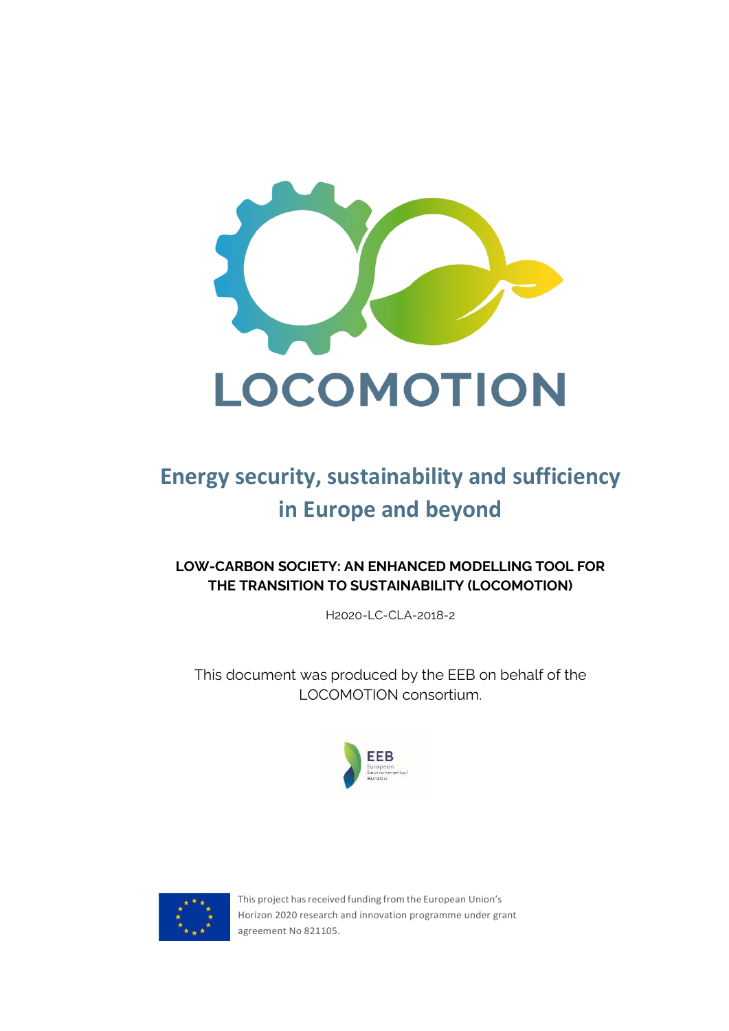# LOCOMOTION

## Energy security, sustainability and sufficiency in Europe and beyond

**LOW-CARBON SOCIETY: AN ENHANCED MODELLING TOOL FOR THE TRANSITION TO SUSTAINABILITY (LOCOMOTION)**

H2020-LC-CLA-2018-2

This document was produced by the EEB on behalf of the LOCOMOTION consortium.

EEB
European Environmental Bureau

This project has received funding from the European Union's Horizon 2020 research and innovation programme under grant agreement No 821105.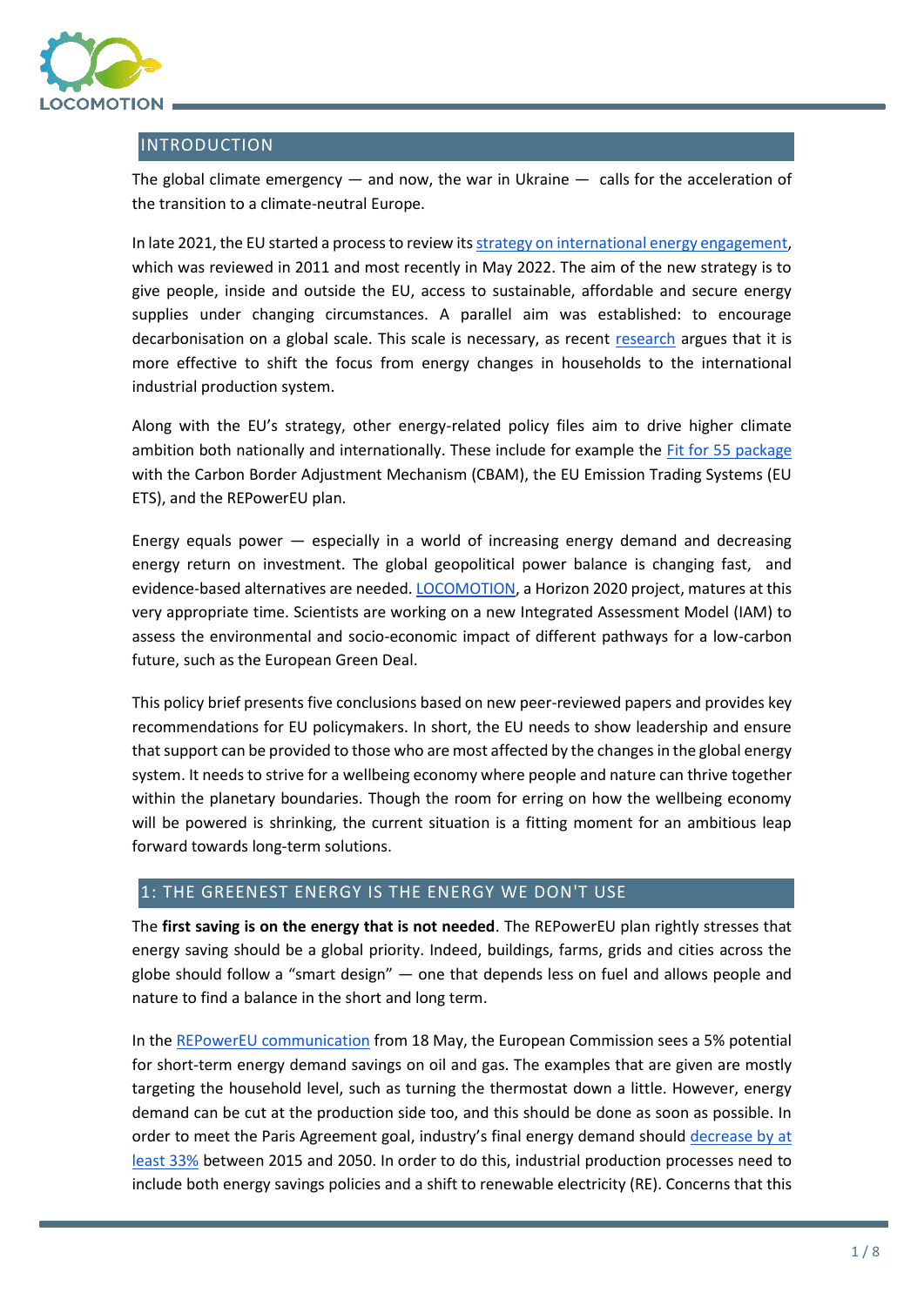## INTRODUCTION

The global climate emergency — and now, the war in Ukraine — calls for the acceleration of the transition to a climate-neutral Europe.

In late 2021, the EU started a process to review its strategy on international energy engagement, which was reviewed in 2011 and most recently in May 2022. The aim of the new strategy is to give people, inside and outside the EU, access to sustainable, affordable and secure energy supplies under changing circumstances. A parallel aim was established: to encourage decarbonisation on a global scale. This scale is necessary, as recent research argues that it is more effective to shift the focus from energy changes in households to the international industrial production system.

Along with the EU's strategy, other energy-related policy files aim to drive higher climate ambition both nationally and internationally. These include for example the Fit for 55 package with the Carbon Border Adjustment Mechanism (CBAM), the EU Emission Trading Systems (EU ETS), and the REPowerEU plan.

Energy equals power — especially in a world of increasing energy demand and decreasing energy return on investment. The global geopolitical power balance is changing fast, and evidence-based alternatives are needed. LOCOMOTION, a Horizon 2020 project, matures at this very appropriate time. Scientists are working on a new Integrated Assessment Model (IAM) to assess the environmental and socio-economic impact of different pathways for a low-carbon future, such as the European Green Deal.

This policy brief presents five conclusions based on new peer-reviewed papers and provides key recommendations for EU policymakers. In short, the EU needs to show leadership and ensure that support can be provided to those who are most affected by the changes in the global energy system. It needs to strive for a wellbeing economy where people and nature can thrive together within the planetary boundaries. Though the room for erring on how the wellbeing economy will be powered is shrinking, the current situation is a fitting moment for an ambitious leap forward towards long-term solutions.

## 1: THE GREENEST ENERGY IS THE ENERGY WE DON'T USE

The **first saving is on the energy that is not needed**. The REPowerEU plan rightly stresses that energy saving should be a global priority. Indeed, buildings, farms, grids and cities across the globe should follow a "smart design" — one that depends less on fuel and allows people and nature to find a balance in the short and long term.

In the REPowerEU communication from 18 May, the European Commission sees a 5% potential for short-term energy demand savings on oil and gas. The examples that are given are mostly targeting the household level, such as turning the thermostat down a little. However, energy demand can be cut at the production side too, and this should be done as soon as possible. In order to meet the Paris Agreement goal, industry's final energy demand should decrease by at least 33% between 2015 and 2050. In order to do this, industrial production processes need to include both energy savings policies and a shift to renewable electricity (RE). Concerns that this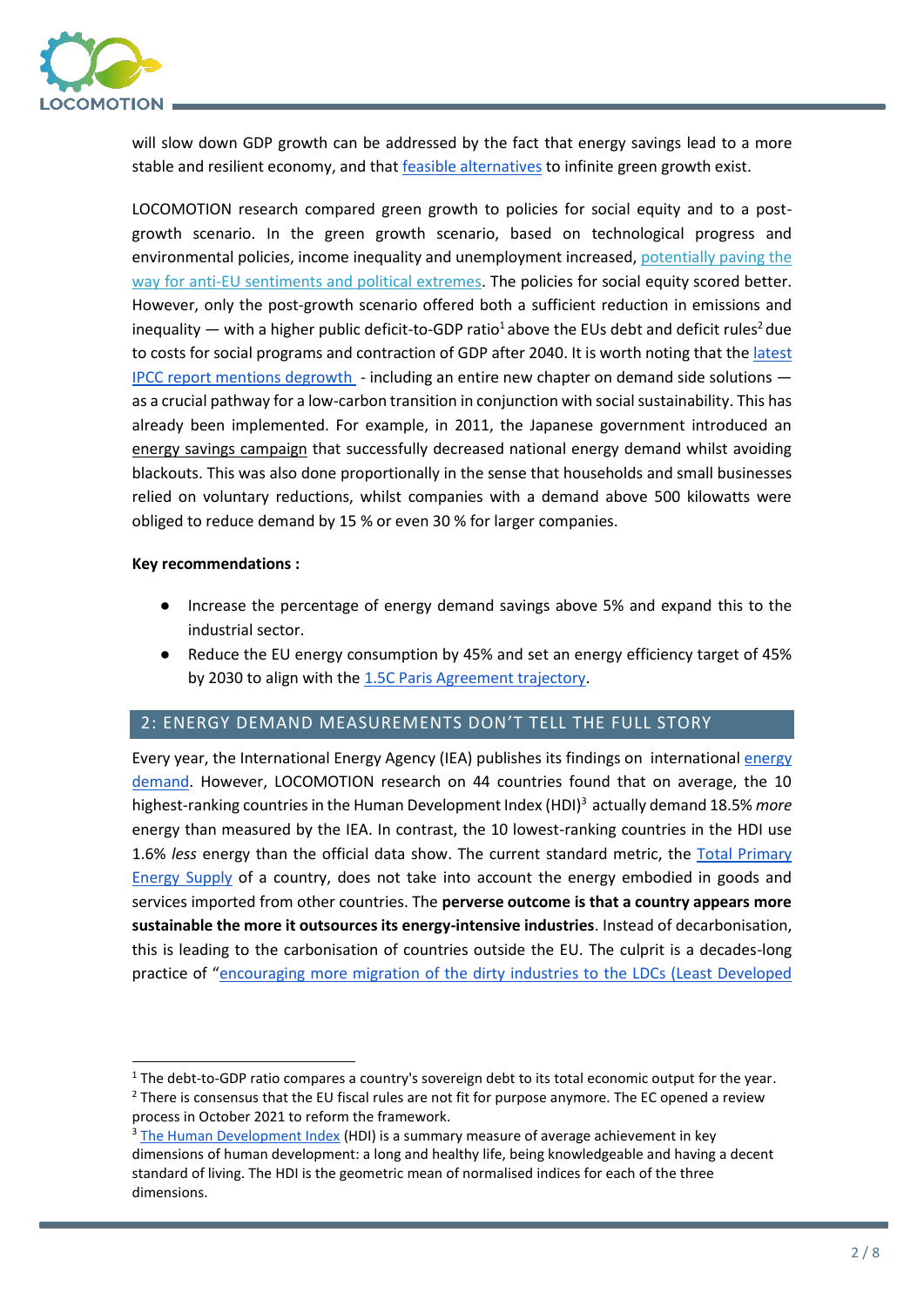will slow down GDP growth can be addressed by the fact that energy savings lead to a more stable and resilient economy, and that feasible alternatives to infinite green growth exist.

LOCOMOTION research compared green growth to policies for social equity and to a post-growth scenario. In the green growth scenario, based on technological progress and environmental policies, income inequality and unemployment increased, potentially paving the way for anti-EU sentiments and political extremes. The policies for social equity scored better. However, only the post-growth scenario offered both a sufficient reduction in emissions and inequality — with a higher public deficit-to-GDP ratio[1] above the EUs debt and deficit rules[2] due to costs for social programs and contraction of GDP after 2040. It is worth noting that the latest IPCC report mentions degrowth - including an entire new chapter on demand side solutions — as a crucial pathway for a low-carbon transition in conjunction with social sustainability. This has already been implemented. For example, in 2011, the Japanese government introduced an energy savings campaign that successfully decreased national energy demand whilst avoiding blackouts. This was also done proportionally in the sense that households and small businesses relied on voluntary reductions, whilst companies with a demand above 500 kilowatts were obliged to reduce demand by 15 % or even 30 % for larger companies.

**Key recommendations :**

- Increase the percentage of energy demand savings above 5% and expand this to the industrial sector.
- Reduce the EU energy consumption by 45% and set an energy efficiency target of 45% by 2030 to align with the 1.5C Paris Agreement trajectory.

## 2: ENERGY DEMAND MEASUREMENTS DON'T TELL THE FULL STORY

Every year, the International Energy Agency (IEA) publishes its findings on international energy demand. However, LOCOMOTION research on 44 countries found that on average, the 10 highest-ranking countries in the Human Development Index (HDI)[3] actually demand 18.5% *more* energy than measured by the IEA. In contrast, the 10 lowest-ranking countries in the HDI use 1.6% *less* energy than the official data show. The current standard metric, the Total Primary Energy Supply of a country, does not take into account the energy embodied in goods and services imported from other countries. The **perverse outcome is that a country appears more sustainable the more it outsources its energy-intensive industries**. Instead of decarbonisation, this is leading to the carbonisation of countries outside the EU. The culprit is a decades-long practice of "encouraging more migration of the dirty industries to the LDCs (Least Developed

---

[1] The debt-to-GDP ratio compares a country's sovereign debt to its total economic output for the year.

[2] There is consensus that the EU fiscal rules are not fit for purpose anymore. The EC opened a review process in October 2021 to reform the framework.

[3] The Human Development Index (HDI) is a summary measure of average achievement in key dimensions of human development: a long and healthy life, being knowledgeable and having a decent standard of living. The HDI is the geometric mean of normalised indices for each of the three dimensions.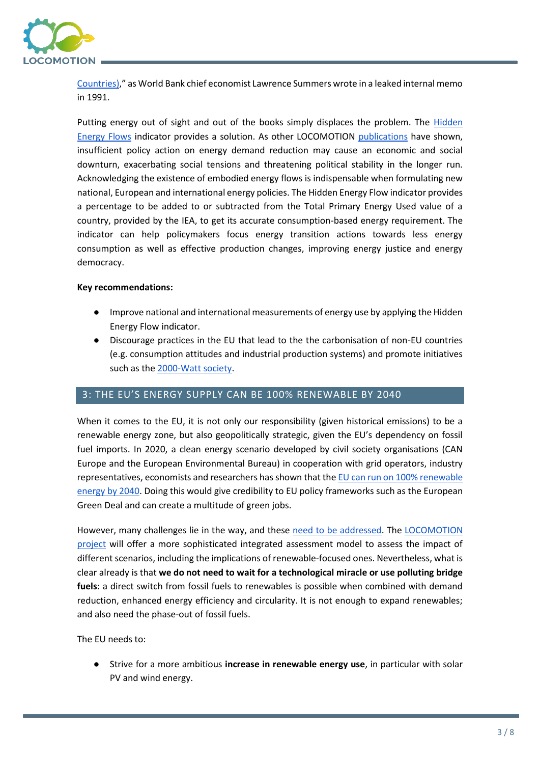Countries)," as World Bank chief economist Lawrence Summers wrote in a leaked internal memo in 1991.

Putting energy out of sight and out of the books simply displaces the problem. The Hidden Energy Flows indicator provides a solution. As other LOCOMOTION publications have shown, insufficient policy action on energy demand reduction may cause an economic and social downturn, exacerbating social tensions and threatening political stability in the longer run. Acknowledging the existence of embodied energy flows is indispensable when formulating new national, European and international energy policies. The Hidden Energy Flow indicator provides a percentage to be added to or subtracted from the Total Primary Energy Used value of a country, provided by the IEA, to get its accurate consumption-based energy requirement. The indicator can help policymakers focus energy transition actions towards less energy consumption as well as effective production changes, improving energy justice and energy democracy.

**Key recommendations:**

- Improve national and international measurements of energy use by applying the Hidden Energy Flow indicator.
- Discourage practices in the EU that lead to the the carbonisation of non-EU countries (e.g. consumption attitudes and industrial production systems) and promote initiatives such as the 2000-Watt society.

## 3: THE EU'S ENERGY SUPPLY CAN BE 100% RENEWABLE BY 2040

When it comes to the EU, it is not only our responsibility (given historical emissions) to be a renewable energy zone, but also geopolitically strategic, given the EU's dependency on fossil fuel imports. In 2020, a clean energy scenario developed by civil society organisations (CAN Europe and the European Environmental Bureau) in cooperation with grid operators, industry representatives, economists and researchers has shown that the EU can run on 100% renewable energy by 2040. Doing this would give credibility to EU policy frameworks such as the European Green Deal and can create a multitude of green jobs.

However, many challenges lie in the way, and these need to be addressed. The LOCOMOTION project will offer a more sophisticated integrated assessment model to assess the impact of different scenarios, including the implications of renewable-focused ones. Nevertheless, what is clear already is that **we do not need to wait for a technological miracle or use polluting bridge fuels**: a direct switch from fossil fuels to renewables is possible when combined with demand reduction, enhanced energy efficiency and circularity. It is not enough to expand renewables; and also need the phase-out of fossil fuels.

The EU needs to:

- Strive for a more ambitious **increase in renewable energy use**, in particular with solar PV and wind energy.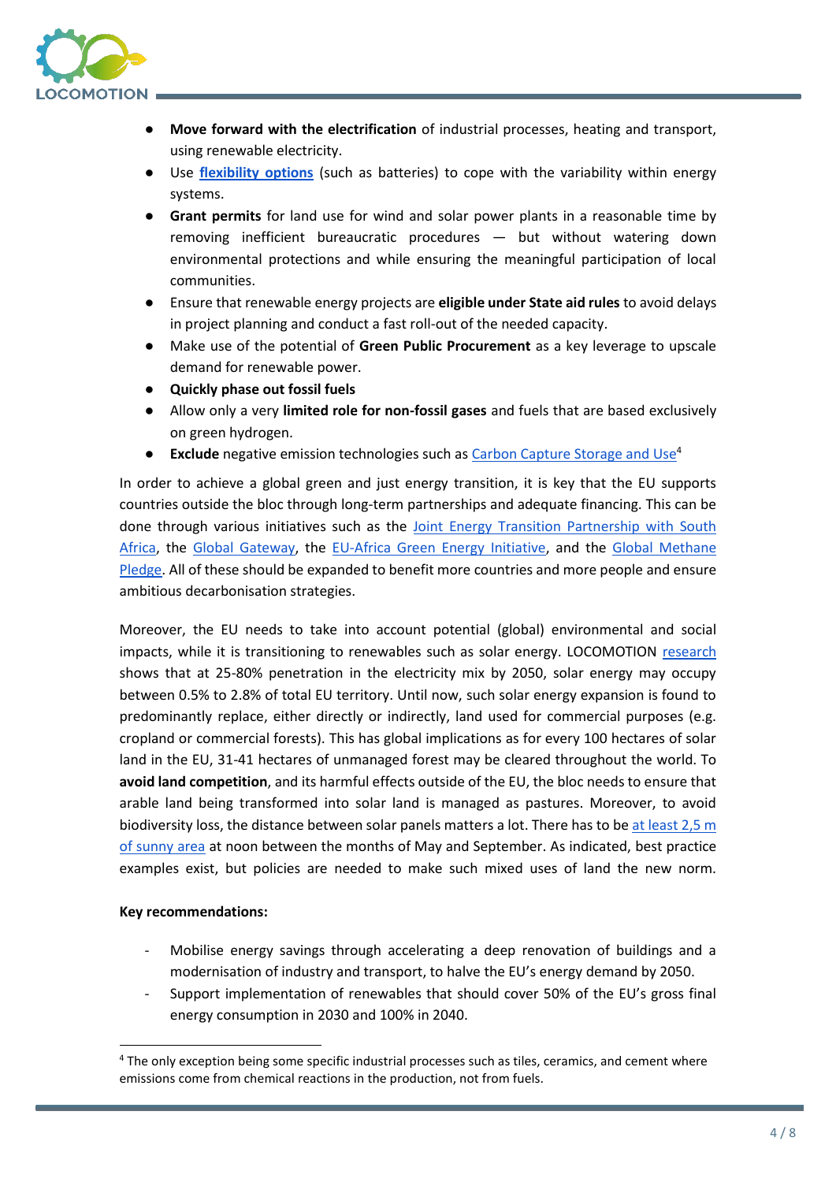- **Move forward with the electrification** of industrial processes, heating and transport, using renewable electricity.
- Use **flexibility options** (such as batteries) to cope with the variability within energy systems.
- **Grant permits** for land use for wind and solar power plants in a reasonable time by removing inefficient bureaucratic procedures — but without watering down environmental protections and while ensuring the meaningful participation of local communities.
- Ensure that renewable energy projects are **eligible under State aid rules** to avoid delays in project planning and conduct a fast roll-out of the needed capacity.
- Make use of the potential of **Green Public Procurement** as a key leverage to upscale demand for renewable power.
- **Quickly phase out fossil fuels**
- Allow only a very **limited role for non-fossil gases** and fuels that are based exclusively on green hydrogen.
- **Exclude** negative emission technologies such as Carbon Capture Storage and Use[4]

In order to achieve a global green and just energy transition, it is key that the EU supports countries outside the bloc through long-term partnerships and adequate financing. This can be done through various initiatives such as the Joint Energy Transition Partnership with South Africa, the Global Gateway, the EU-Africa Green Energy Initiative, and the Global Methane Pledge. All of these should be expanded to benefit more countries and more people and ensure ambitious decarbonisation strategies.

Moreover, the EU needs to take into account potential (global) environmental and social impacts, while it is transitioning to renewables such as solar energy. LOCOMOTION research shows that at 25-80% penetration in the electricity mix by 2050, solar energy may occupy between 0.5% to 2.8% of total EU territory. Until now, such solar energy expansion is found to predominantly replace, either directly or indirectly, land used for commercial purposes (e.g. cropland or commercial forests). This has global implications as for every 100 hectares of solar land in the EU, 31-41 hectares of unmanaged forest may be cleared throughout the world. To **avoid land competition**, and its harmful effects outside of the EU, the bloc needs to ensure that arable land being transformed into solar land is managed as pastures. Moreover, to avoid biodiversity loss, the distance between solar panels matters a lot. There has to be at least 2,5 m of sunny area at noon between the months of May and September. As indicated, best practice examples exist, but policies are needed to make such mixed uses of land the new norm.

**Key recommendations:**

- Mobilise energy savings through accelerating a deep renovation of buildings and a modernisation of industry and transport, to halve the EU's energy demand by 2050.
- Support implementation of renewables that should cover 50% of the EU's gross final energy consumption in 2030 and 100% in 2040.

[4] The only exception being some specific industrial processes such as tiles, ceramics, and cement where emissions come from chemical reactions in the production, not from fuels.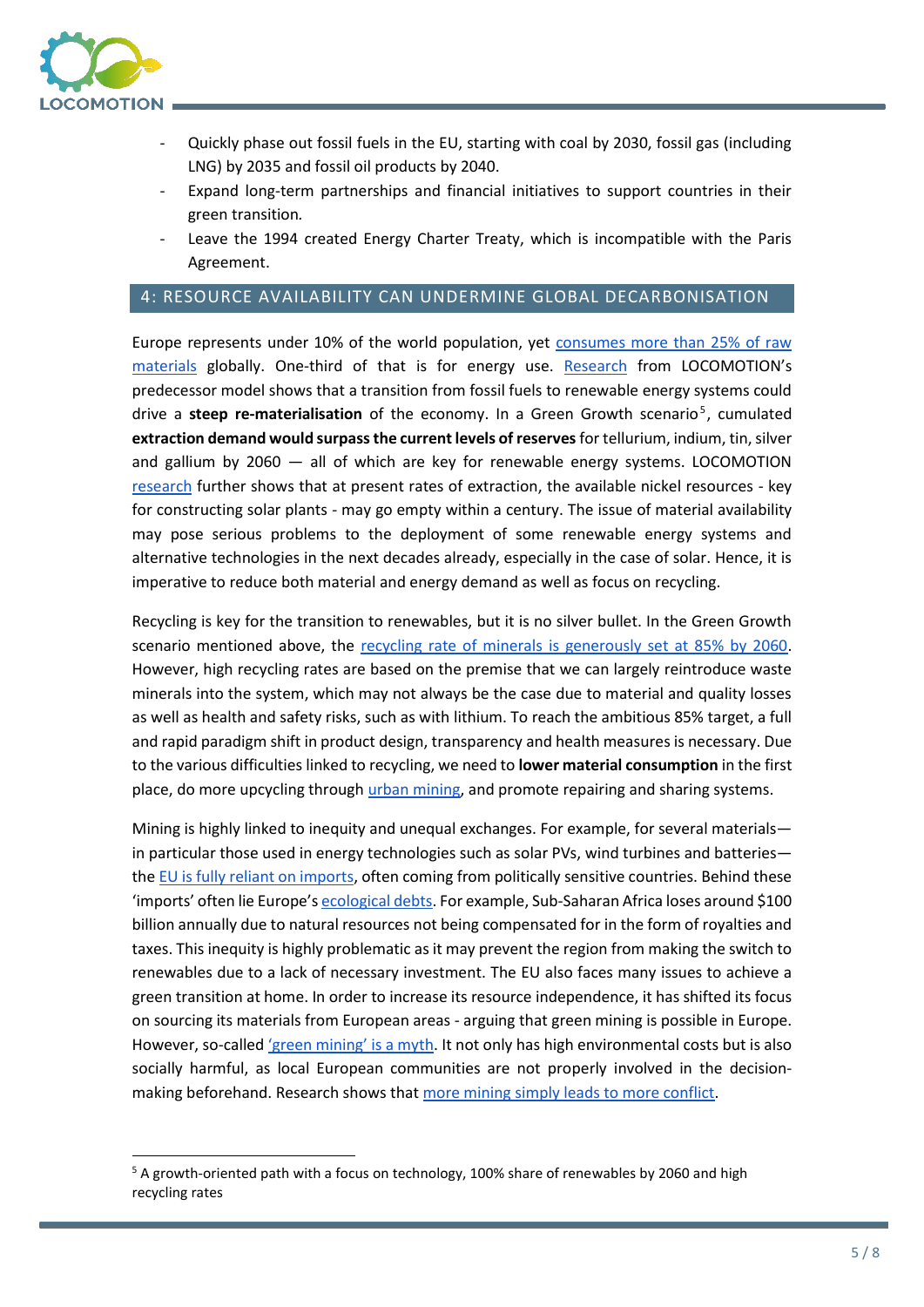- Quickly phase out fossil fuels in the EU, starting with coal by 2030, fossil gas (including LNG) by 2035 and fossil oil products by 2040.
- Expand long-term partnerships and financial initiatives to support countries in their green transition.
- Leave the 1994 created Energy Charter Treaty, which is incompatible with the Paris Agreement.

## 4: RESOURCE AVAILABILITY CAN UNDERMINE GLOBAL DECARBONISATION

Europe represents under 10% of the world population, yet consumes more than 25% of raw materials globally. One-third of that is for energy use. Research from LOCOMOTION's predecessor model shows that a transition from fossil fuels to renewable energy systems could drive a **steep re-materialisation** of the economy. In a Green Growth scenario[5], cumulated **extraction demand would surpass the current levels of reserves** for tellurium, indium, tin, silver and gallium by 2060 — all of which are key for renewable energy systems. LOCOMOTION research further shows that at present rates of extraction, the available nickel resources - key for constructing solar plants - may go empty within a century. The issue of material availability may pose serious problems to the deployment of some renewable energy systems and alternative technologies in the next decades already, especially in the case of solar. Hence, it is imperative to reduce both material and energy demand as well as focus on recycling.

Recycling is key for the transition to renewables, but it is no silver bullet. In the Green Growth scenario mentioned above, the recycling rate of minerals is generously set at 85% by 2060. However, high recycling rates are based on the premise that we can largely reintroduce waste minerals into the system, which may not always be the case due to material and quality losses as well as health and safety risks, such as with lithium. To reach the ambitious 85% target, a full and rapid paradigm shift in product design, transparency and health measures is necessary. Due to the various difficulties linked to recycling, we need to **lower material consumption** in the first place, do more upcycling through urban mining, and promote repairing and sharing systems.

Mining is highly linked to inequity and unequal exchanges. For example, for several materials—in particular those used in energy technologies such as solar PVs, wind turbines and batteries—the EU is fully reliant on imports, often coming from politically sensitive countries. Behind these 'imports' often lie Europe's ecological debts. For example, Sub-Saharan Africa loses around $100 billion annually due to natural resources not being compensated for in the form of royalties and taxes. This inequity is highly problematic as it may prevent the region from making the switch to renewables due to a lack of necessary investment. The EU also faces many issues to achieve a green transition at home. In order to increase its resource independence, it has shifted its focus on sourcing its materials from European areas - arguing that green mining is possible in Europe. However, so-called 'green mining' is a myth. It not only has high environmental costs but is also socially harmful, as local European communities are not properly involved in the decision-making beforehand. Research shows that more mining simply leads to more conflict.

[5] A growth-oriented path with a focus on technology, 100% share of renewables by 2060 and high recycling rates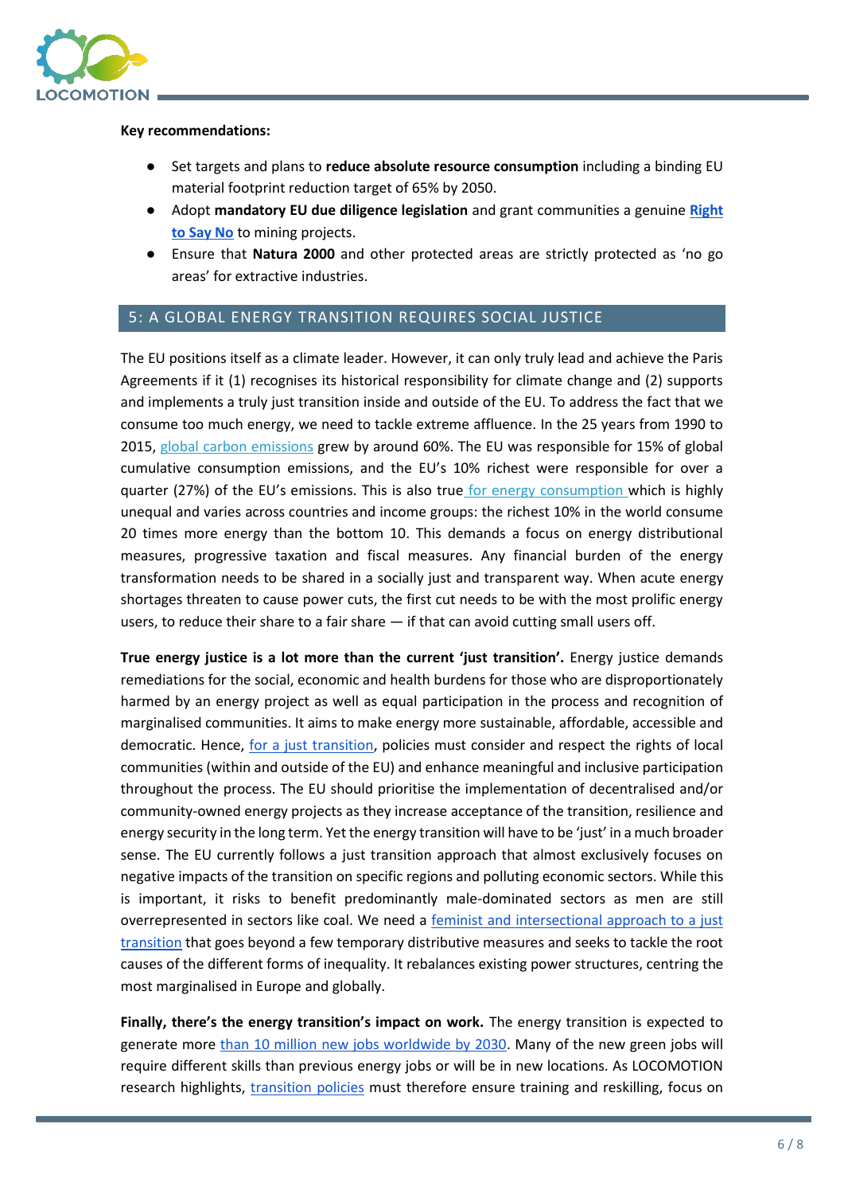**Key recommendations:**

- Set targets and plans to **reduce absolute resource consumption** including a binding EU material footprint reduction target of 65% by 2050.
- Adopt **mandatory EU due diligence legislation** and grant communities a genuine **Right to Say No** to mining projects.
- Ensure that **Natura 2000** and other protected areas are strictly protected as 'no go areas' for extractive industries.

## 5: A GLOBAL ENERGY TRANSITION REQUIRES SOCIAL JUSTICE

The EU positions itself as a climate leader. However, it can only truly lead and achieve the Paris Agreements if it (1) recognises its historical responsibility for climate change and (2) supports and implements a truly just transition inside and outside of the EU. To address the fact that we consume too much energy, we need to tackle extreme affluence. In the 25 years from 1990 to 2015, global carbon emissions grew by around 60%. The EU was responsible for 15% of global cumulative consumption emissions, and the EU's 10% richest were responsible for over a quarter (27%) of the EU's emissions. This is also true for energy consumption which is highly unequal and varies across countries and income groups: the richest 10% in the world consume 20 times more energy than the bottom 10. This demands a focus on energy distributional measures, progressive taxation and fiscal measures. Any financial burden of the energy transformation needs to be shared in a socially just and transparent way. When acute energy shortages threaten to cause power cuts, the first cut needs to be with the most prolific energy users, to reduce their share to a fair share — if that can avoid cutting small users off.

**True energy justice is a lot more than the current 'just transition'.** Energy justice demands remediations for the social, economic and health burdens for those who are disproportionately harmed by an energy project as well as equal participation in the process and recognition of marginalised communities. It aims to make energy more sustainable, affordable, accessible and democratic. Hence, for a just transition, policies must consider and respect the rights of local communities (within and outside of the EU) and enhance meaningful and inclusive participation throughout the process. The EU should prioritise the implementation of decentralised and/or community-owned energy projects as they increase acceptance of the transition, resilience and energy security in the long term. Yet the energy transition will have to be 'just' in a much broader sense. The EU currently follows a just transition approach that almost exclusively focuses on negative impacts of the transition on specific regions and polluting economic sectors. While this is important, it risks to benefit predominantly male-dominated sectors as men are still overrepresented in sectors like coal. We need a feminist and intersectional approach to a just transition that goes beyond a few temporary distributive measures and seeks to tackle the root causes of the different forms of inequality. It rebalances existing power structures, centring the most marginalised in Europe and globally.

**Finally, there's the energy transition's impact on work.** The energy transition is expected to generate more than 10 million new jobs worldwide by 2030. Many of the new green jobs will require different skills than previous energy jobs or will be in new locations. As LOCOMOTION research highlights, transition policies must therefore ensure training and reskilling, focus on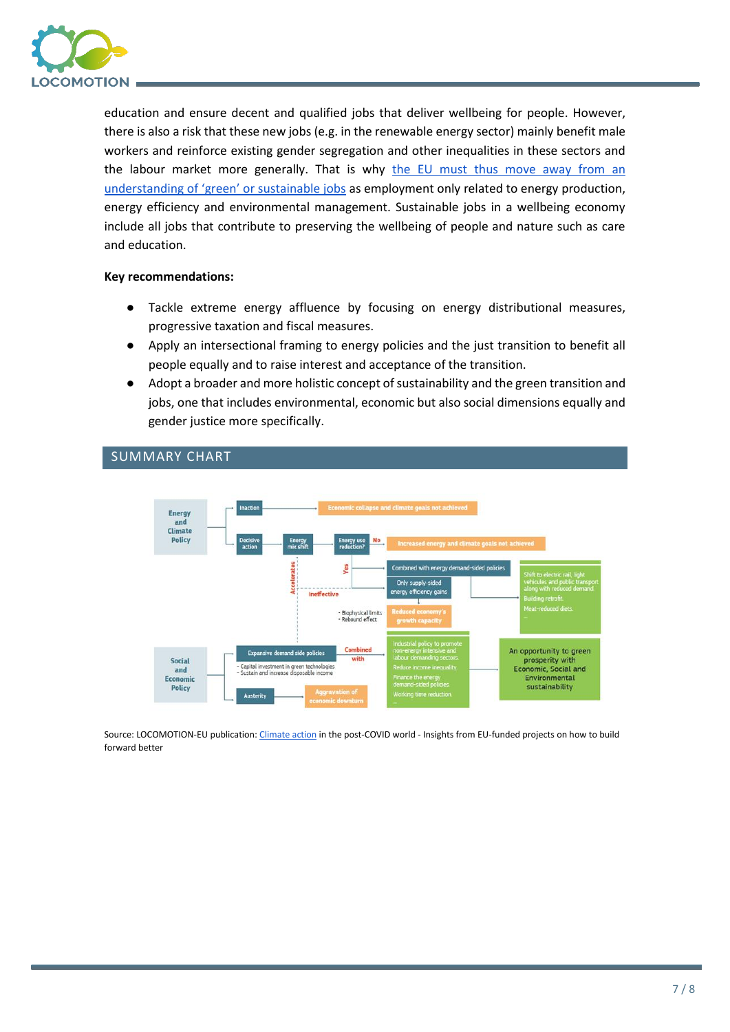education and ensure decent and qualified jobs that deliver wellbeing for people. However, there is also a risk that these new jobs (e.g. in the renewable energy sector) mainly benefit male workers and reinforce existing gender segregation and other inequalities in these sectors and the labour market more generally. That is why the EU must thus move away from an understanding of 'green' or sustainable jobs as employment only related to energy production, energy efficiency and environmental management. Sustainable jobs in a wellbeing economy include all jobs that contribute to preserving the wellbeing of people and nature such as care and education.

**Key recommendations:**

- Tackle extreme energy affluence by focusing on energy distributional measures, progressive taxation and fiscal measures.
- Apply an intersectional framing to energy policies and the just transition to benefit all people equally and to raise interest and acceptance of the transition.
- Adopt a broader and more holistic concept of sustainability and the green transition and jobs, one that includes environmental, economic but also social dimensions equally and gender justice more specifically.

## SUMMARY CHART

Source: LOCOMOTION-EU publication: Climate action in the post-COVID world - Insights from EU-funded projects on how to build forward better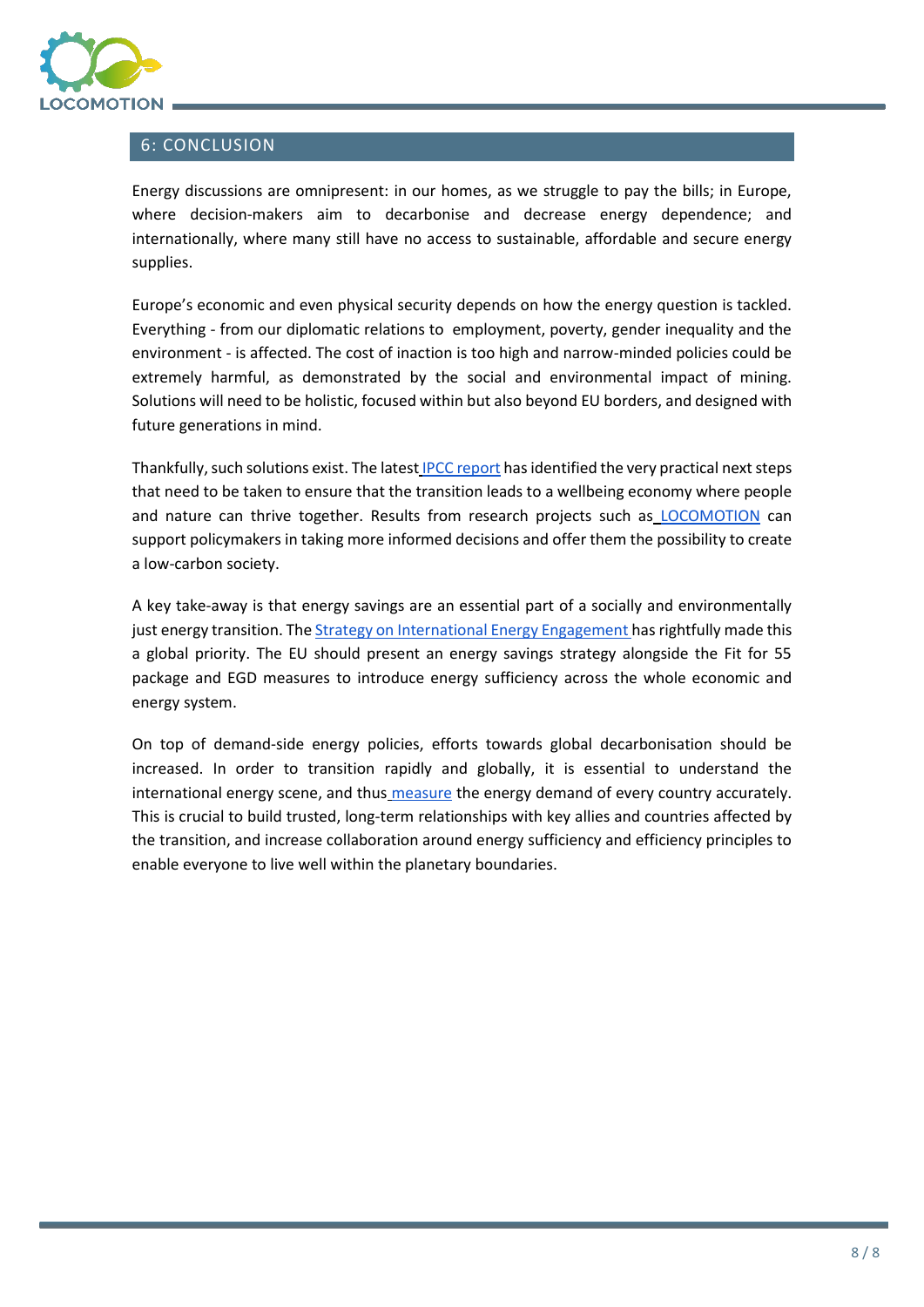## 6: CONCLUSION

Energy discussions are omnipresent: in our homes, as we struggle to pay the bills; in Europe, where decision-makers aim to decarbonise and decrease energy dependence; and internationally, where many still have no access to sustainable, affordable and secure energy supplies.

Europe's economic and even physical security depends on how the energy question is tackled. Everything - from our diplomatic relations to employment, poverty, gender inequality and the environment - is affected. The cost of inaction is too high and narrow-minded policies could be extremely harmful, as demonstrated by the social and environmental impact of mining. Solutions will need to be holistic, focused within but also beyond EU borders, and designed with future generations in mind.

Thankfully, such solutions exist. The latest IPCC report has identified the very practical next steps that need to be taken to ensure that the transition leads to a wellbeing economy where people and nature can thrive together. Results from research projects such as LOCOMOTION can support policymakers in taking more informed decisions and offer them the possibility to create a low-carbon society.

A key take-away is that energy savings are an essential part of a socially and environmentally just energy transition. The Strategy on International Energy Engagement has rightfully made this a global priority. The EU should present an energy savings strategy alongside the Fit for 55 package and EGD measures to introduce energy sufficiency across the whole economic and energy system.

On top of demand-side energy policies, efforts towards global decarbonisation should be increased. In order to transition rapidly and globally, it is essential to understand the international energy scene, and thus measure the energy demand of every country accurately. This is crucial to build trusted, long-term relationships with key allies and countries affected by the transition, and increase collaboration around energy sufficiency and efficiency principles to enable everyone to live well within the planetary boundaries.